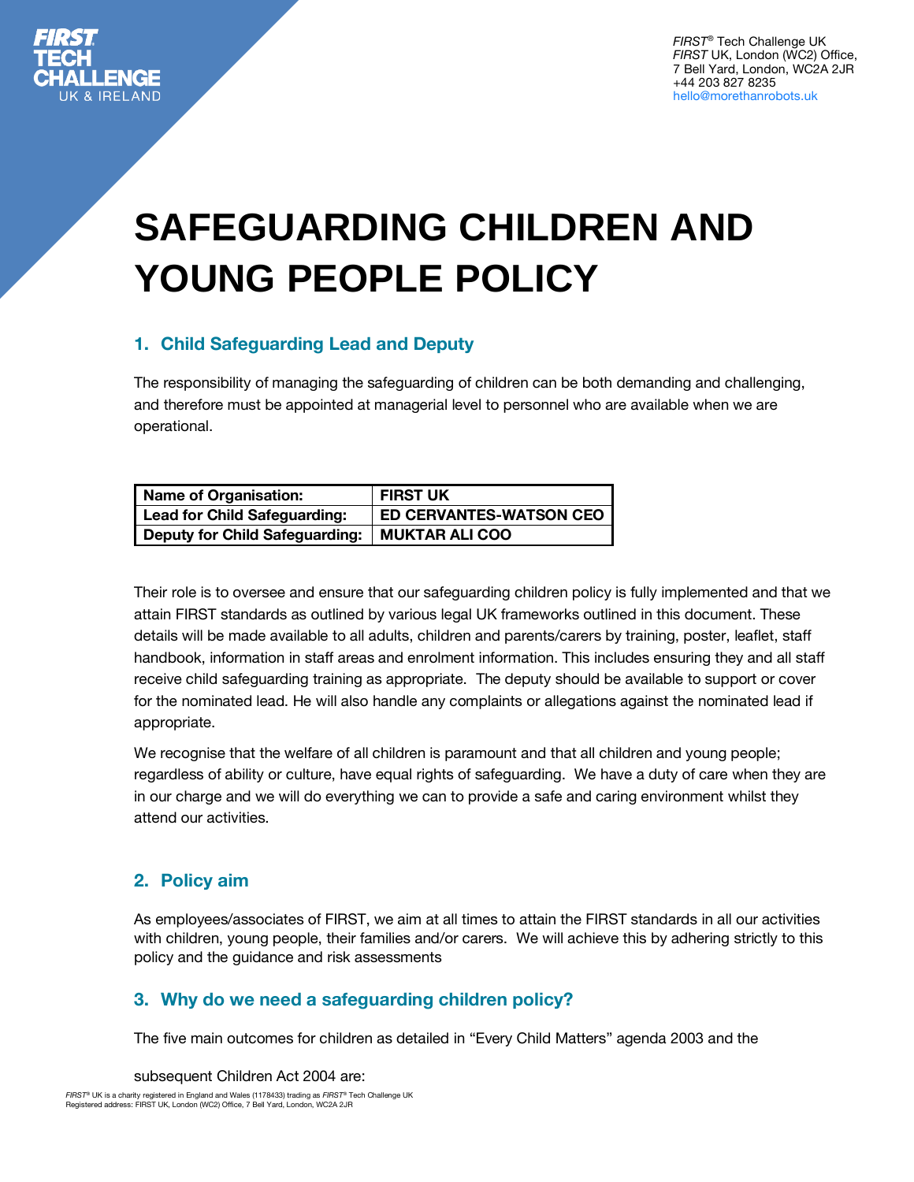*FIRST*® Tech Challenge UK
*FIRST* UK, London (WC2) Office,
7 Bell Yard, London, WC2A 2JR
+44 203 827 8235
hello@morethanrobots.uk

# SAFEGUARDING CHILDREN AND YOUNG PEOPLE POLICY

## 1. Child Safeguarding Lead and Deputy

The responsibility of managing the safeguarding of children can be both demanding and challenging, and therefore must be appointed at managerial level to personnel who are available when we are operational.

| **Name of Organisation:** | **FIRST UK** |
|---|---|
| **Lead for Child Safeguarding:** | **ED CERVANTES-WATSON CEO** |
| **Deputy for Child Safeguarding:** | **MUKTAR ALI COO** |

Their role is to oversee and ensure that our safeguarding children policy is fully implemented and that we attain FIRST standards as outlined by various legal UK frameworks outlined in this document. These details will be made available to all adults, children and parents/carers by training, poster, leaflet, staff handbook, information in staff areas and enrolment information. This includes ensuring they and all staff receive child safeguarding training as appropriate. The deputy should be available to support or cover for the nominated lead. He will also handle any complaints or allegations against the nominated lead if appropriate.

We recognise that the welfare of all children is paramount and that all children and young people; regardless of ability or culture, have equal rights of safeguarding. We have a duty of care when they are in our charge and we will do everything we can to provide a safe and caring environment whilst they attend our activities.

## 2. Policy aim

As employees/associates of FIRST, we aim at all times to attain the FIRST standards in all our activities with children, young people, their families and/or carers. We will achieve this by adhering strictly to this policy and the guidance and risk assessments

## 3. Why do we need a safeguarding children policy?

The five main outcomes for children as detailed in "Every Child Matters" agenda 2003 and the

subsequent Children Act 2004 are: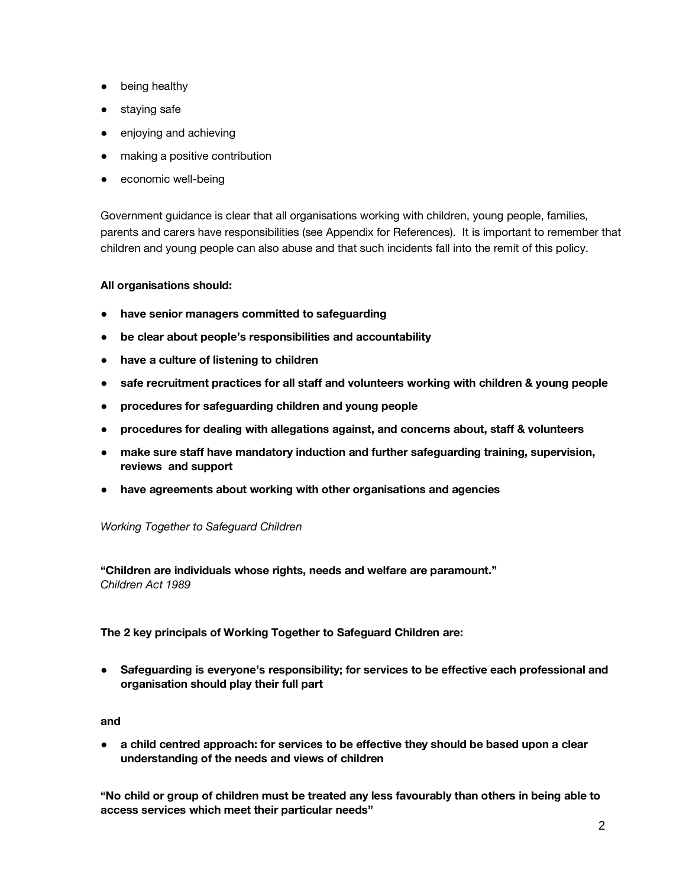- being healthy
- staying safe
- enjoying and achieving
- making a positive contribution
- economic well-being

Government guidance is clear that all organisations working with children, young people, families, parents and carers have responsibilities (see Appendix for References). It is important to remember that children and young people can also abuse and that such incidents fall into the remit of this policy.

**All organisations should:**

- **have senior managers committed to safeguarding**
- **be clear about people's responsibilities and accountability**
- **have a culture of listening to children**
- **safe recruitment practices for all staff and volunteers working with children & young people**
- **procedures for safeguarding children and young people**
- **procedures for dealing with allegations against, and concerns about, staff & volunteers**
- **make sure staff have mandatory induction and further safeguarding training, supervision, reviews and support**
- **have agreements about working with other organisations and agencies**

*Working Together to Safeguard Children*

**"Children are individuals whose rights, needs and welfare are paramount."**
*Children Act 1989*

**The 2 key principals of Working Together to Safeguard Children are:**

- **Safeguarding is everyone's responsibility; for services to be effective each professional and organisation should play their full part**

**and**

- **a child centred approach: for services to be effective they should be based upon a clear understanding of the needs and views of children**

**"No child or group of children must be treated any less favourably than others in being able to access services which meet their particular needs"**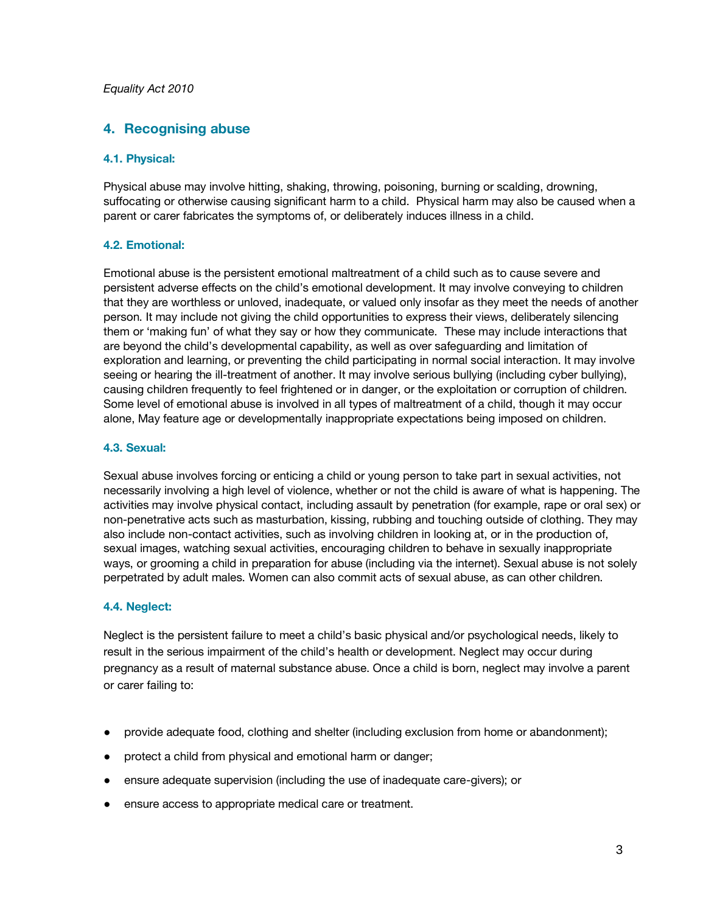*Equality Act 2010*

## 4. Recognising abuse

### 4.1. Physical:

Physical abuse may involve hitting, shaking, throwing, poisoning, burning or scalding, drowning, suffocating or otherwise causing significant harm to a child. Physical harm may also be caused when a parent or carer fabricates the symptoms of, or deliberately induces illness in a child.

### 4.2. Emotional:

Emotional abuse is the persistent emotional maltreatment of a child such as to cause severe and persistent adverse effects on the child's emotional development. It may involve conveying to children that they are worthless or unloved, inadequate, or valued only insofar as they meet the needs of another person. It may include not giving the child opportunities to express their views, deliberately silencing them or 'making fun' of what they say or how they communicate. These may include interactions that are beyond the child's developmental capability, as well as over safeguarding and limitation of exploration and learning, or preventing the child participating in normal social interaction. It may involve seeing or hearing the ill-treatment of another. It may involve serious bullying (including cyber bullying), causing children frequently to feel frightened or in danger, or the exploitation or corruption of children. Some level of emotional abuse is involved in all types of maltreatment of a child, though it may occur alone, May feature age or developmentally inappropriate expectations being imposed on children.

### 4.3. Sexual:

Sexual abuse involves forcing or enticing a child or young person to take part in sexual activities, not necessarily involving a high level of violence, whether or not the child is aware of what is happening. The activities may involve physical contact, including assault by penetration (for example, rape or oral sex) or non-penetrative acts such as masturbation, kissing, rubbing and touching outside of clothing. They may also include non-contact activities, such as involving children in looking at, or in the production of, sexual images, watching sexual activities, encouraging children to behave in sexually inappropriate ways, or grooming a child in preparation for abuse (including via the internet). Sexual abuse is not solely perpetrated by adult males. Women can also commit acts of sexual abuse, as can other children.

### 4.4. Neglect:

Neglect is the persistent failure to meet a child's basic physical and/or psychological needs, likely to result in the serious impairment of the child's health or development. Neglect may occur during pregnancy as a result of maternal substance abuse. Once a child is born, neglect may involve a parent or carer failing to:

- provide adequate food, clothing and shelter (including exclusion from home or abandonment);
- protect a child from physical and emotional harm or danger;
- ensure adequate supervision (including the use of inadequate care-givers); or
- ensure access to appropriate medical care or treatment.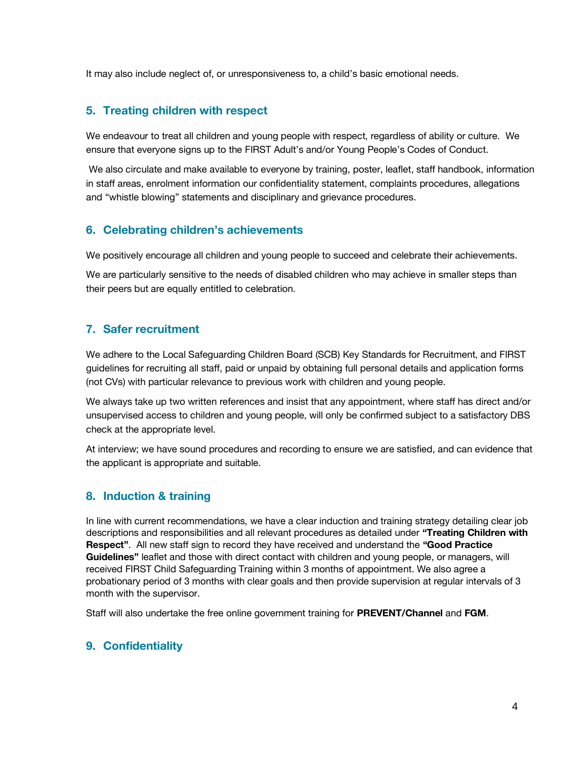It may also include neglect of, or unresponsiveness to, a child's basic emotional needs.

## 5. Treating children with respect

We endeavour to treat all children and young people with respect, regardless of ability or culture. We ensure that everyone signs up to the FIRST Adult's and/or Young People's Codes of Conduct.

We also circulate and make available to everyone by training, poster, leaflet, staff handbook, information in staff areas, enrolment information our confidentiality statement, complaints procedures, allegations and "whistle blowing" statements and disciplinary and grievance procedures.

## 6. Celebrating children's achievements

We positively encourage all children and young people to succeed and celebrate their achievements.

We are particularly sensitive to the needs of disabled children who may achieve in smaller steps than their peers but are equally entitled to celebration.

## 7. Safer recruitment

We adhere to the Local Safeguarding Children Board (SCB) Key Standards for Recruitment, and FIRST guidelines for recruiting all staff, paid or unpaid by obtaining full personal details and application forms (not CVs) with particular relevance to previous work with children and young people.

We always take up two written references and insist that any appointment, where staff has direct and/or unsupervised access to children and young people, will only be confirmed subject to a satisfactory DBS check at the appropriate level.

At interview; we have sound procedures and recording to ensure we are satisfied, and can evidence that the applicant is appropriate and suitable.

## 8. Induction & training

In line with current recommendations, we have a clear induction and training strategy detailing clear job descriptions and responsibilities and all relevant procedures as detailed under **"Treating Children with Respect"**. All new staff sign to record they have received and understand the **"Good Practice Guidelines"** leaflet and those with direct contact with children and young people, or managers, will received FIRST Child Safeguarding Training within 3 months of appointment. We also agree a probationary period of 3 months with clear goals and then provide supervision at regular intervals of 3 month with the supervisor.

Staff will also undertake the free online government training for **PREVENT/Channel** and **FGM**.

## 9. Confidentiality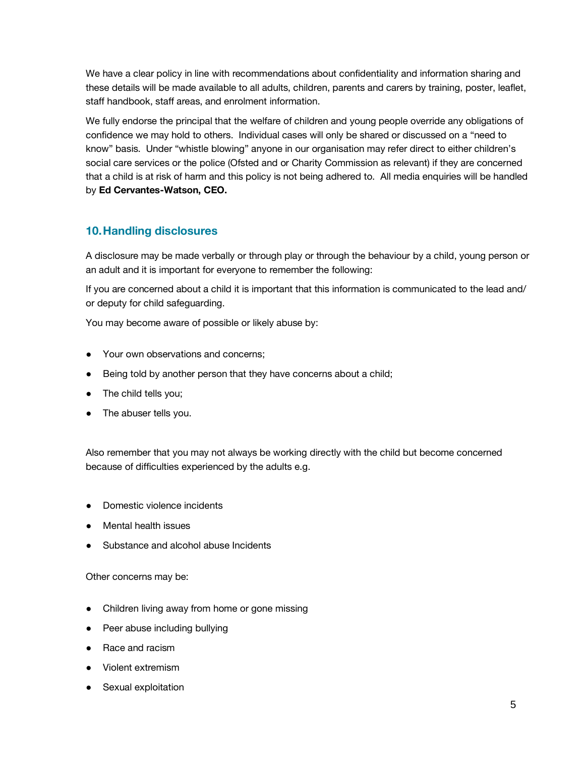We have a clear policy in line with recommendations about confidentiality and information sharing and these details will be made available to all adults, children, parents and carers by training, poster, leaflet, staff handbook, staff areas, and enrolment information.

We fully endorse the principal that the welfare of children and young people override any obligations of confidence we may hold to others. Individual cases will only be shared or discussed on a "need to know" basis. Under "whistle blowing" anyone in our organisation may refer direct to either children's social care services or the police (Ofsted and or Charity Commission as relevant) if they are concerned that a child is at risk of harm and this policy is not being adhered to. All media enquiries will be handled by **Ed Cervantes-Watson, CEO.**

## 10. Handling disclosures

A disclosure may be made verbally or through play or through the behaviour by a child, young person or an adult and it is important for everyone to remember the following:

If you are concerned about a child it is important that this information is communicated to the lead and/ or deputy for child safeguarding.

You may become aware of possible or likely abuse by:

- Your own observations and concerns;
- Being told by another person that they have concerns about a child;
- The child tells you;
- The abuser tells you.

Also remember that you may not always be working directly with the child but become concerned because of difficulties experienced by the adults e.g.

- Domestic violence incidents
- Mental health issues
- Substance and alcohol abuse Incidents

Other concerns may be:

- Children living away from home or gone missing
- Peer abuse including bullying
- Race and racism
- Violent extremism
- Sexual exploitation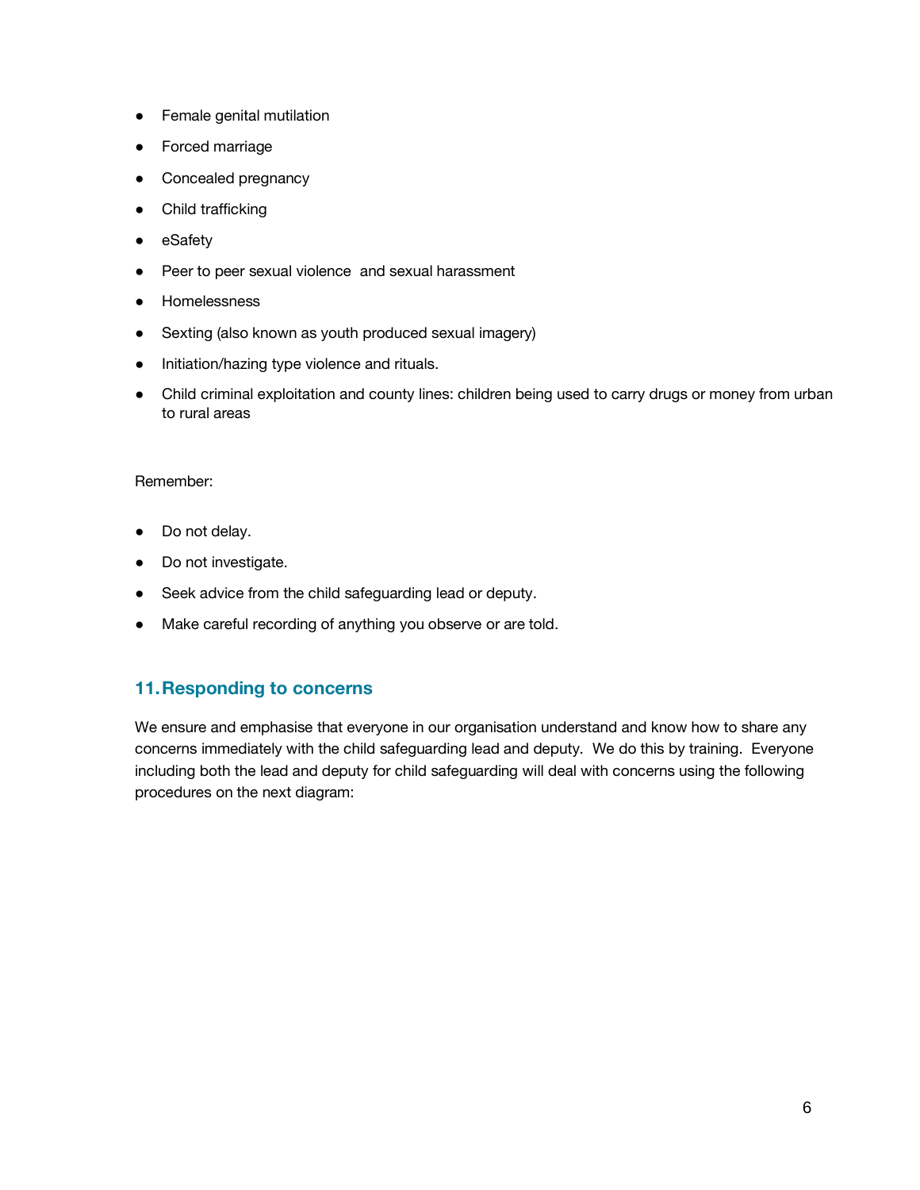- Female genital mutilation
- Forced marriage
- Concealed pregnancy
- Child trafficking
- eSafety
- Peer to peer sexual violence  and sexual harassment
- Homelessness
- Sexting (also known as youth produced sexual imagery)
- Initiation/hazing type violence and rituals.
- Child criminal exploitation and county lines: children being used to carry drugs or money from urban to rural areas

Remember:

- Do not delay.
- Do not investigate.
- Seek advice from the child safeguarding lead or deputy.
- Make careful recording of anything you observe or are told.

## 11. Responding to concerns

We ensure and emphasise that everyone in our organisation understand and know how to share any concerns immediately with the child safeguarding lead and deputy.  We do this by training.  Everyone including both the lead and deputy for child safeguarding will deal with concerns using the following procedures on the next diagram: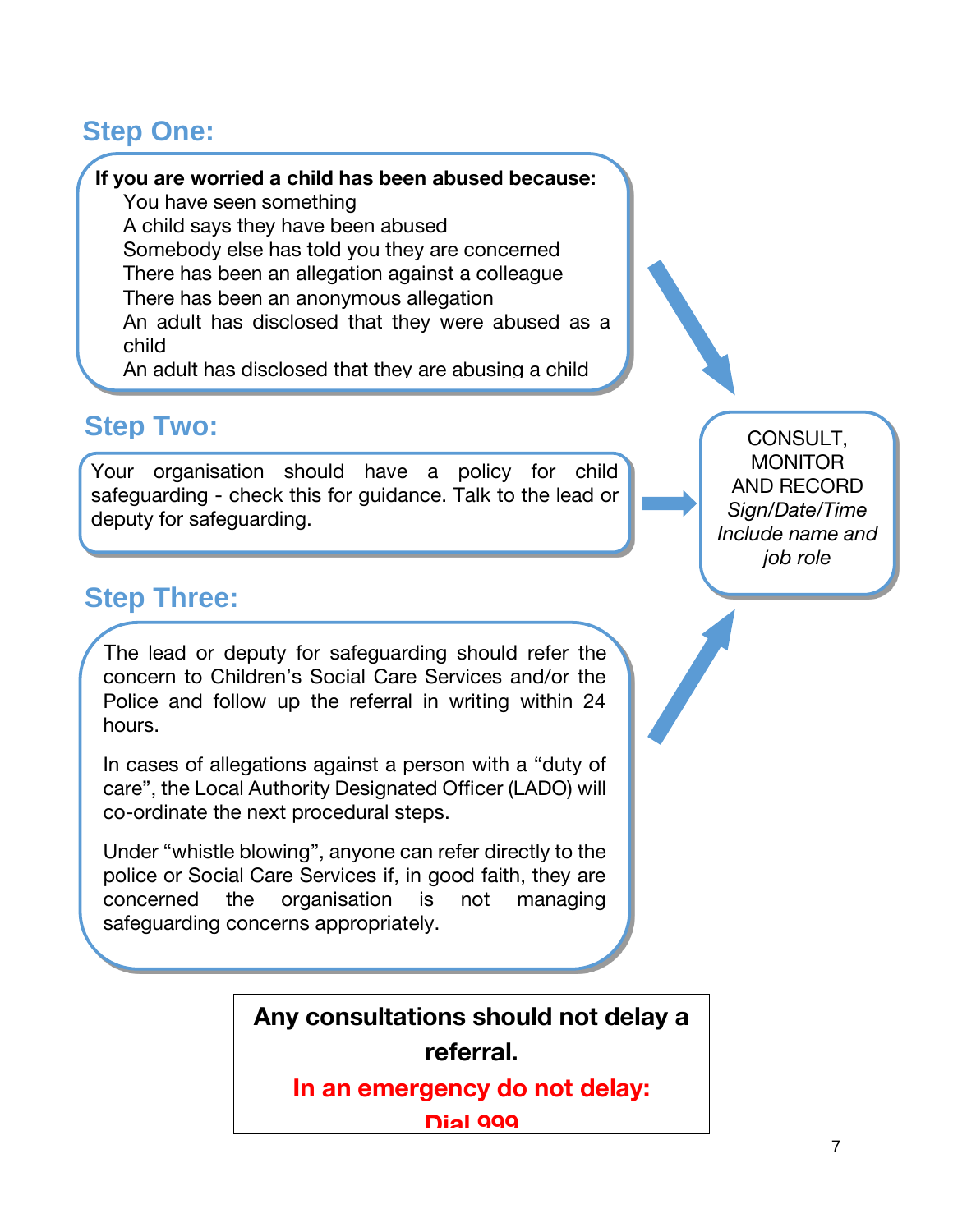## Step One:

**If you are worried a child has been abused because:**

- You have seen something
- A child says they have been abused
- Somebody else has told you they are concerned
- There has been an allegation against a colleague
- There has been an anonymous allegation
- An adult has disclosed that they were abused as a child
- An adult has disclosed that they are abusing a child

## Step Two:

Your organisation should have a policy for child safeguarding - check this for guidance. Talk to the lead or deputy for safeguarding.

## Step Three:

The lead or deputy for safeguarding should refer the concern to Children's Social Care Services and/or the Police and follow up the referral in writing within 24 hours.

In cases of allegations against a person with a "duty of care", the Local Authority Designated Officer (LADO) will co-ordinate the next procedural steps.

Under "whistle blowing", anyone can refer directly to the police or Social Care Services if, in good faith, they are concerned the organisation is not managing safeguarding concerns appropriately.

CONSULT, MONITOR AND RECORD

*Sign/Date/Time*

*Include name and job role*

**Any consultations should not delay a referral.**

**In an emergency do not delay:**

**Dial 999**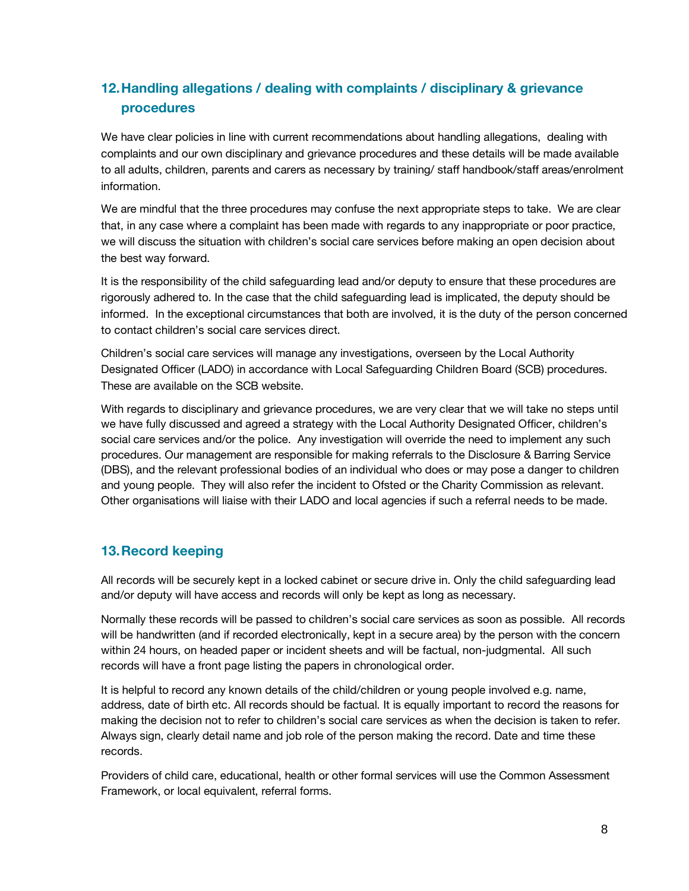## 12. Handling allegations / dealing with complaints / disciplinary & grievance procedures

We have clear policies in line with current recommendations about handling allegations, dealing with complaints and our own disciplinary and grievance procedures and these details will be made available to all adults, children, parents and carers as necessary by training/ staff handbook/staff areas/enrolment information.

We are mindful that the three procedures may confuse the next appropriate steps to take. We are clear that, in any case where a complaint has been made with regards to any inappropriate or poor practice, we will discuss the situation with children's social care services before making an open decision about the best way forward.

It is the responsibility of the child safeguarding lead and/or deputy to ensure that these procedures are rigorously adhered to. In the case that the child safeguarding lead is implicated, the deputy should be informed. In the exceptional circumstances that both are involved, it is the duty of the person concerned to contact children's social care services direct.

Children's social care services will manage any investigations, overseen by the Local Authority Designated Officer (LADO) in accordance with Local Safeguarding Children Board (SCB) procedures. These are available on the SCB website.

With regards to disciplinary and grievance procedures, we are very clear that we will take no steps until we have fully discussed and agreed a strategy with the Local Authority Designated Officer, children's social care services and/or the police. Any investigation will override the need to implement any such procedures. Our management are responsible for making referrals to the Disclosure & Barring Service (DBS), and the relevant professional bodies of an individual who does or may pose a danger to children and young people. They will also refer the incident to Ofsted or the Charity Commission as relevant. Other organisations will liaise with their LADO and local agencies if such a referral needs to be made.

## 13. Record keeping

All records will be securely kept in a locked cabinet or secure drive in. Only the child safeguarding lead and/or deputy will have access and records will only be kept as long as necessary.

Normally these records will be passed to children's social care services as soon as possible. All records will be handwritten (and if recorded electronically, kept in a secure area) by the person with the concern within 24 hours, on headed paper or incident sheets and will be factual, non-judgmental. All such records will have a front page listing the papers in chronological order.

It is helpful to record any known details of the child/children or young people involved e.g. name, address, date of birth etc. All records should be factual. It is equally important to record the reasons for making the decision not to refer to children's social care services as when the decision is taken to refer. Always sign, clearly detail name and job role of the person making the record. Date and time these records.

Providers of child care, educational, health or other formal services will use the Common Assessment Framework, or local equivalent, referral forms.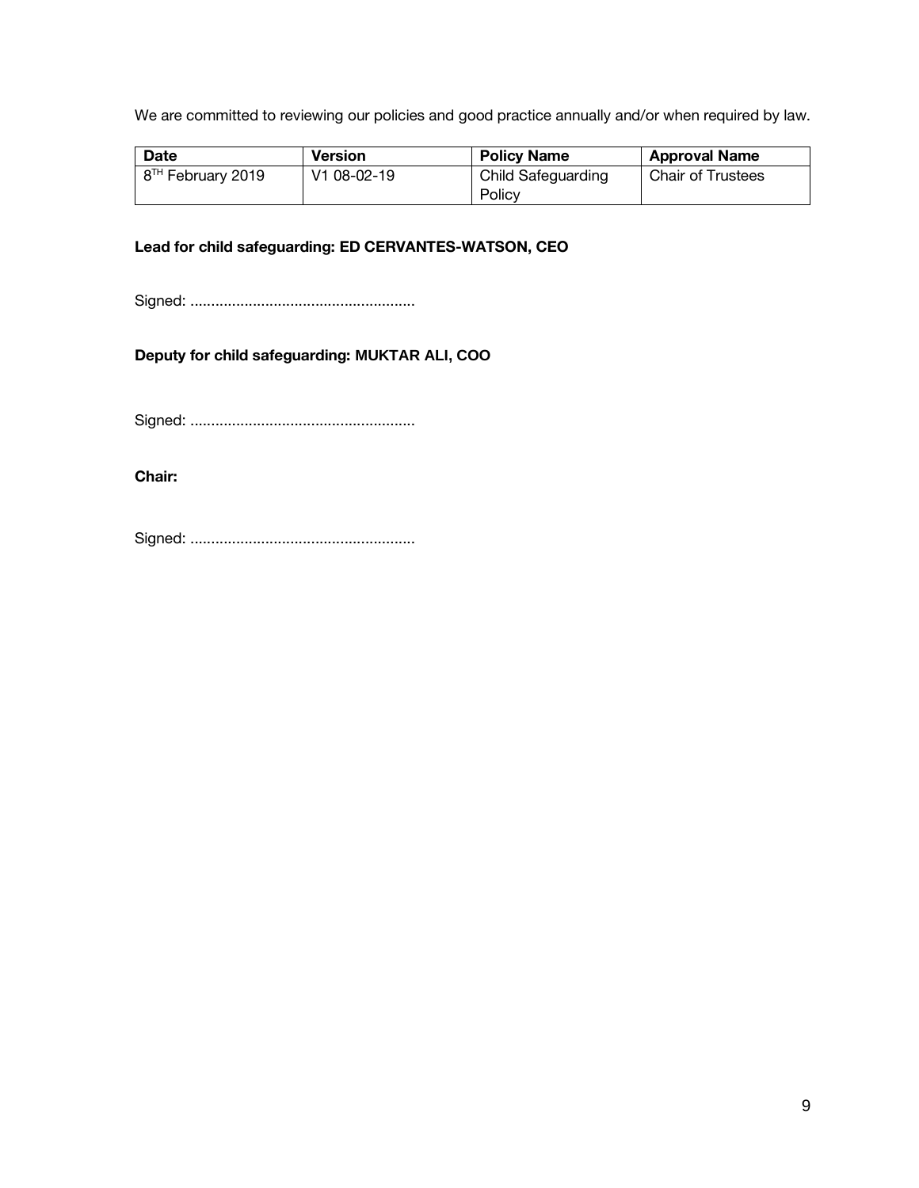We are committed to reviewing our policies and good practice annually and/or when required by law.

| Date | Version | Policy Name | Approval Name |
|---|---|---|---|
| 8[TH] February 2019 | V1 08-02-19 | Child Safeguarding Policy | Chair of Trustees |

**Lead for child safeguarding: ED CERVANTES-WATSON, CEO**

Signed: .....................................................

**Deputy for child safeguarding: MUKTAR ALI, COO**

Signed: .....................................................

**Chair:**

Signed: .....................................................